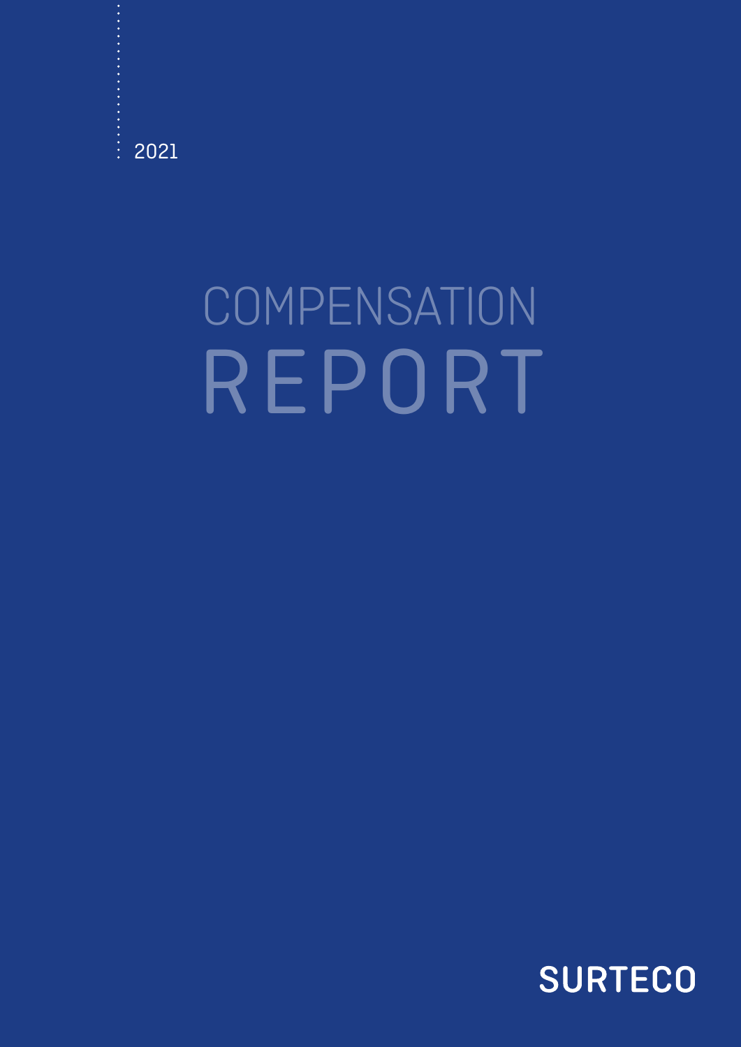2021

# COMPENSATION REPORT

SURTECO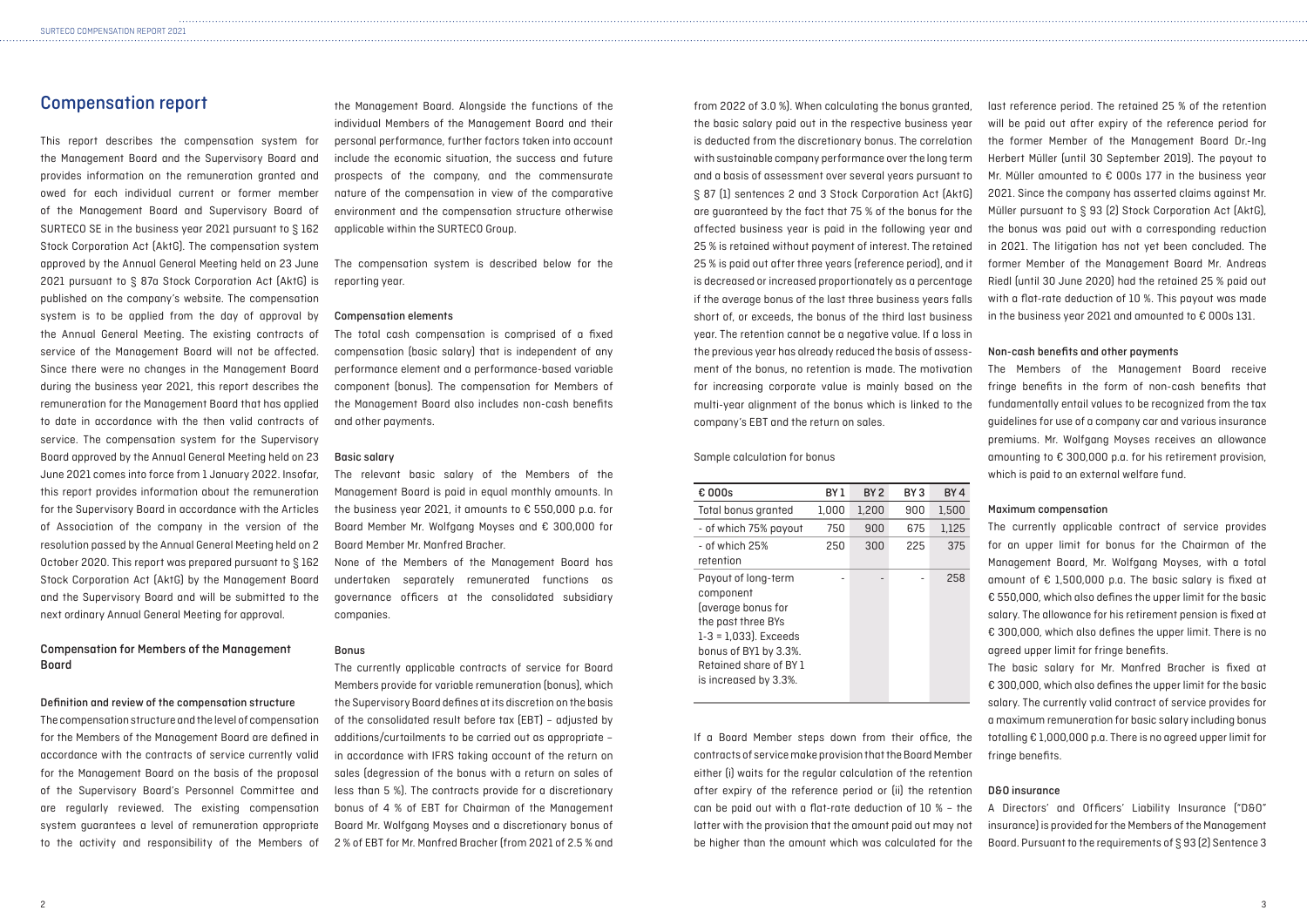# Compensation report

This report describes the compensation system for the Management Board and the Supervisory Board and provides information on the remuneration granted and owed for each individual current or former member of the Management Board and Supervisory Board of SURTECO SE in the business year 2021 pursuant to § 162 Stock Corporation Act (AktG). The compensation system approved by the Annual General Meeting held on 23 June 2021 pursuant to § 87a Stock Corporation Act (AktG) is published on the company's website. The compensation system is to be applied from the day of approval by the Annual General Meeting. The existing contracts of service of the Management Board will not be affected. Since there were no changes in the Management Board during the business year 2021, this report describes the remuneration for the Management Board that has applied to date in accordance with the then valid contracts of service. The compensation system for the Supervisory Board approved by the Annual General Meeting held on 23 June 2021 comes into force from 1 January 2022. Insofar, this report provides information about the remuneration for the Supervisory Board in accordance with the Articles of Association of the company in the version of the resolution passed by the Annual General Meeting held on 2 October 2020. This report was prepared pursuant to § 162 Stock Corporation Act (AktG) by the Management Board and the Supervisory Board and will be submitted to the next ordinary Annual General Meeting for approval.

## Compensation for Members of the Management Board

### Definition and review of the compensation structure

The compensation structure and the level of compensation for the Members of the Management Board are defined in accordance with the contracts of service currently valid for the Management Board on the basis of the proposal of the Supervisory Board's Personnel Committee and are regularly reviewed. The existing compensation system guarantees a level of remuneration appropriate to the activity and responsibility of the Members of the Management Board. Alongside the functions of the individual Members of the Management Board and their personal performance, further factors taken into account include the economic situation, the success and future prospects of the company, and the commensurate nature of the compensation in view of the comparative environment and the compensation structure otherwise applicable within the SURTECO Group.

The compensation system is described below for the reporting year.

### Compensation elements

The total cash compensation is comprised of a fixed compensation (basic salary) that is independent of any performance element and a performance-based variable component (bonus). The compensation for Members of the Management Board also includes non-cash benefits and other payments.

### Basic salary

The relevant basic salary of the Members of the Management Board is paid in equal monthly amounts. In the business year 2021, it amounts to € 550,000 p.a. for Board Member Mr. Wolfgang Moyses and € 300,000 for Board Member Mr. Manfred Bracher.

None of the Members of the Management Board has undertaken separately remunerated functions as governance officers at the consolidated subsidiary companies.

### Bonus

The currently applicable contracts of service for Board Members provide for variable remuneration (bonus), which the Supervisory Board defines at its discretion on the basis of the consolidated result before tax (EBT) – adjusted by additions/curtailments to be carried out as appropriate – in accordance with IFRS taking account of the return on sales (degression of the bonus with a return on sales of less than 5 %). The contracts provide for a discretionary bonus of 4 % of EBT for Chairman of the Management Board Mr. Wolfgang Moyses and a discretionary bonus of 2 % of EBT for Mr. Manfred Bracher (from 2021 of 2.5 % and from 2022 of 3.0 %). When calculating the bonus granted, the basic salary paid out in the respective business year is deducted from the discretionary bonus. The correlation with sustainable company performance over the long term and a basis of assessment over several years pursuant to § 87 (1) sentences 2 and 3 Stock Corporation Act (AktG) are guaranteed by the fact that 75 % of the bonus for the affected business year is paid in the following year and 25 % is retained without payment of interest. The retained 25 % is paid out after three years (reference period), and it is decreased or increased proportionately as a percentage if the average bonus of the last three business years falls short of, or exceeds, the bonus of the third last business year. The retention cannot be a negative value. If a loss in the previous year has already reduced the basis of assessment of the bonus, no retention is made. The motivation for increasing corporate value is mainly based on the multi-year alignment of the bonus which is linked to the company's EBT and the return on sales.

Sample calculation for bonus

| € 000s | BY 1 | BY 2 | BY 3 | BY 4 |
|---|---|---|---|---|
| Total bonus granted | 1,000 | 1,200 | 900 | 1,500 |
| - of which 75% payout | 750 | 900 | 675 | 1,125 |
| - of which 25% retention | 250 | 300 | 225 | 375 |
| Payout of long-term component (average bonus for the past three BYs 1-3 = 1,033). Exceeds bonus of BY1 by 3.3%. Retained share of BY 1 is increased by 3.3%. | - | - | - | 258 |

If a Board Member steps down from their office, the contracts of service make provision that the Board Member either (i) waits for the regular calculation of the retention after expiry of the reference period or (ii) the retention can be paid out with a flat-rate deduction of 10 % – the latter with the provision that the amount paid out may not be higher than the amount which was calculated for the last reference period. The retained 25 % of the retention will be paid out after expiry of the reference period for the former Member of the Management Board Dr.-Ing Herbert Müller (until 30 September 2019). The payout to Mr. Müller amounted to € 000s 177 in the business year 2021. Since the company has asserted claims against Mr. Müller pursuant to § 93 (2) Stock Corporation Act (AktG), the bonus was paid out with a corresponding reduction in 2021. The litigation has not yet been concluded. The former Member of the Management Board Mr. Andreas Riedl (until 30 June 2020) had the retained 25 % paid out with a flat-rate deduction of 10 %. This payout was made in the business year 2021 and amounted to € 000s 131.

### Non-cash benefits and other payments

The Members of the Management Board receive fringe benefits in the form of non-cash benefits that fundamentally entail values to be recognized from the tax guidelines for use of a company car and various insurance premiums. Mr. Wolfgang Moyses receives an allowance amounting to € 300,000 p.a. for his retirement provision, which is paid to an external welfare fund.

### Maximum compensation

The currently applicable contract of service provides for an upper limit for bonus for the Chairman of the Management Board, Mr. Wolfgang Moyses, with a total amount of € 1,500,000 p.a. The basic salary is fixed at € 550,000, which also defines the upper limit for the basic salary. The allowance for his retirement pension is fixed at € 300,000, which also defines the upper limit. There is no agreed upper limit for fringe benefits.

The basic salary for Mr. Manfred Bracher is fixed at € 300,000, which also defines the upper limit for the basic salary. The currently valid contract of service provides for a maximum remuneration for basic salary including bonus totalling € 1,000,000 p.a. There is no agreed upper limit for fringe benefits.

### D&O insurance

A Directors' and Officers' Liability Insurance ("D&O" insurance) is provided for the Members of the Management Board. Pursuant to the requirements of § 93 (2) Sentence 3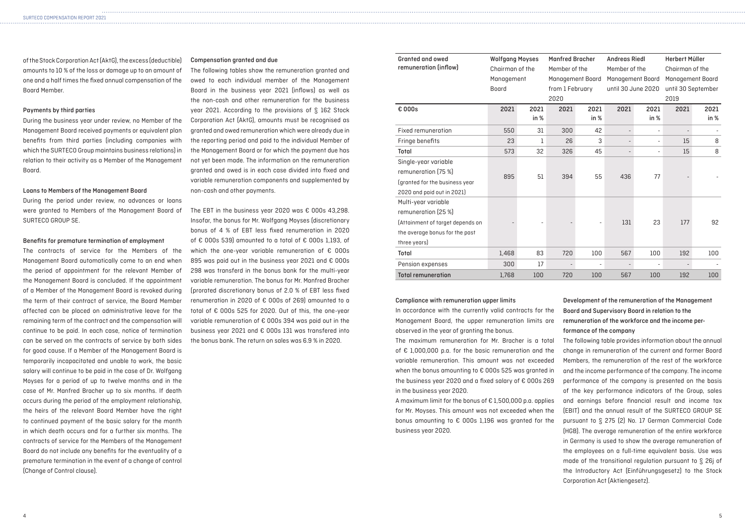of the Stock Corporation Act (AktG), the excess (deductible) amounts to 10 % of the loss or damage up to an amount of one and a half times the fixed annual compensation of the Board Member.

#### Payments by third parties

During the business year under review, no Member of the Management Board received payments or equivalent plan benefits from third parties (including companies with which the SURTECO Group maintains business relations) in relation to their activity as a Member of the Management Board.

#### Loans to Members of the Management Board

During the period under review, no advances or loans were granted to Members of the Management Board of SURTECO GROUP SE.

#### Benefits for premature termination of employment

The contracts of service for the Members of the Management Board automatically come to an end when the period of appointment for the relevant Member of the Management Board is concluded. If the appointment of a Member of the Management Board is revoked during the term of their contract of service, the Board Member affected can be placed on administrative leave for the remaining term of the contract and the compensation will continue to be paid. In each case, notice of termination can be served on the contracts of service by both sides for good cause. If a Member of the Management Board is temporarily incapacitated and unable to work, the basic salary will continue to be paid in the case of Dr. Wolfgang Moyses for a period of up to twelve months and in the case of Mr. Manfred Bracher up to six months. If death occurs during the period of the employment relationship, the heirs of the relevant Board Member have the right to continued payment of the basic salary for the month in which death occurs and for a further six months. The contracts of service for the Members of the Management Board do not include any benefits for the eventuality of a premature termination in the event of a change of control (Change of Control clause).

#### Compensation granted and due

The following tables show the remuneration granted and owed to each individual member of the Management Board in the business year 2021 (inflows) as well as the non-cash and other remuneration for the business year 2021. According to the provisions of § 162 Stock Corporation Act (AktG), amounts must be recognised as granted and owed remuneration which were already due in the reporting period and paid to the individual Member of the Management Board or for which the payment due has not yet been made. The information on the remuneration granted and owed is in each case divided into fixed and variable remuneration components and supplemented by non-cash and other payments.

The EBT in the business year 2020 was € 000s 43,298. Insofar, the bonus for Mr. Wolfgang Moyses (discretionary bonus of 4 % of EBT less fixed renumeration in 2020 of € 000s 539) amounted to a total of € 000s 1,193, of which the one-year variable remuneration of € 000s 895 was paid out in the business year 2021 and € 000s 298 was transferd in the bonus bank for the multi-year variable remuneration. The bonus for Mr. Manfred Bracher (prorated discretionary bonus of 2.0 % of EBT less fixed renumeration in 2020 of € 000s of 269) amounted to a total of € 000s 525 for 2020. Out of this, the one-year variable remuneration of € 000s 394 was paid out in the business year 2021 and € 000s 131 was transfered into the bonus bank. The return on sales was 6.9 % in 2020.

| Granted and owed remuneration (inflow) | Wolfgang Moyses Chairman of the Management Board | | Manfred Bracher Member of the Management Board from 1 February 2020 | | Andreas Riedl Member of the Management Board until 30 June 2020 | | Herbert Müller Chairman of the Management Board until 30 September 2019 | |
|---|---|---|---|---|---|---|---|---|
| € 000s | 2021 | 2021 in % | 2021 | 2021 in % | 2021 | 2021 in % | 2021 | 2021 in % |
| Fixed remuneration | 550 | 31 | 300 | 42 | - | - | - | - |
| Fringe benefits | 23 | 1 | 26 | 3 | - | - | 15 | 8 |
| Total | 573 | 32 | 326 | 45 | - | - | 15 | 8 |
| Single-year variable remuneration (75 %) (granted for the business year 2020 and paid out in 2021) | 895 | 51 | 394 | 55 | 436 | 77 | - | - |
| Multi-year variable remuneration (25 %) (Attainment of target depends on the average bonus for the past three years) | - | - | - | - | 131 | 23 | 177 | 92 |
| Total | 1,468 | 83 | 720 | 100 | 567 | 100 | 192 | 100 |
| Pension expenses | 300 | 17 | - | - | - | - | - | - |
| Total remuneration | 1,768 | 100 | 720 | 100 | 567 | 100 | 192 | 100 |

#### Compliance with remuneration upper limits

In accordance with the currently valid contracts for the Management Board, the upper remuneration limits are observed in the year of granting the bonus.

The maximum remuneration for Mr. Bracher is a total of € 1,000,000 p.a. for the basic remuneration and the variable remuneration. This amount was not exceeded when the bonus amounting to € 000s 525 was granted in the business year 2020 and a fixed salary of € 000s 269 in the business year 2020.

A maximum limit for the bonus of € 1,500,000 p.a. applies for Mr. Moyses. This amount was not exceeded when the bonus amounting to € 000s 1,196 was granted for the business year 2020.

#### Development of the remuneration of the Management Board and Supervisory Board in relation to the remuneration of the workforce and the income performance of the company

The following table provides information about the annual change in remuneration of the current and former Board Members, the remuneration of the rest of the workforce and the income performance of the company. The income performance of the company is presented on the basis of the key performance indicators of the Group, sales and earnings before financial result and income tax (EBIT) and the annual result of the SURTECO GROUP SE pursuant to § 275 (2) No. 17 German Commercial Code (HGB). The average remuneration of the entire workforce in Germany is used to show the average remuneration of the employees on a full-time equivalent basis. Use was made of the transitional regulation pursuant to § 26j of the Introductory Act (Einführungsgesetz) to the Stock Corporation Act (Aktiengesetz).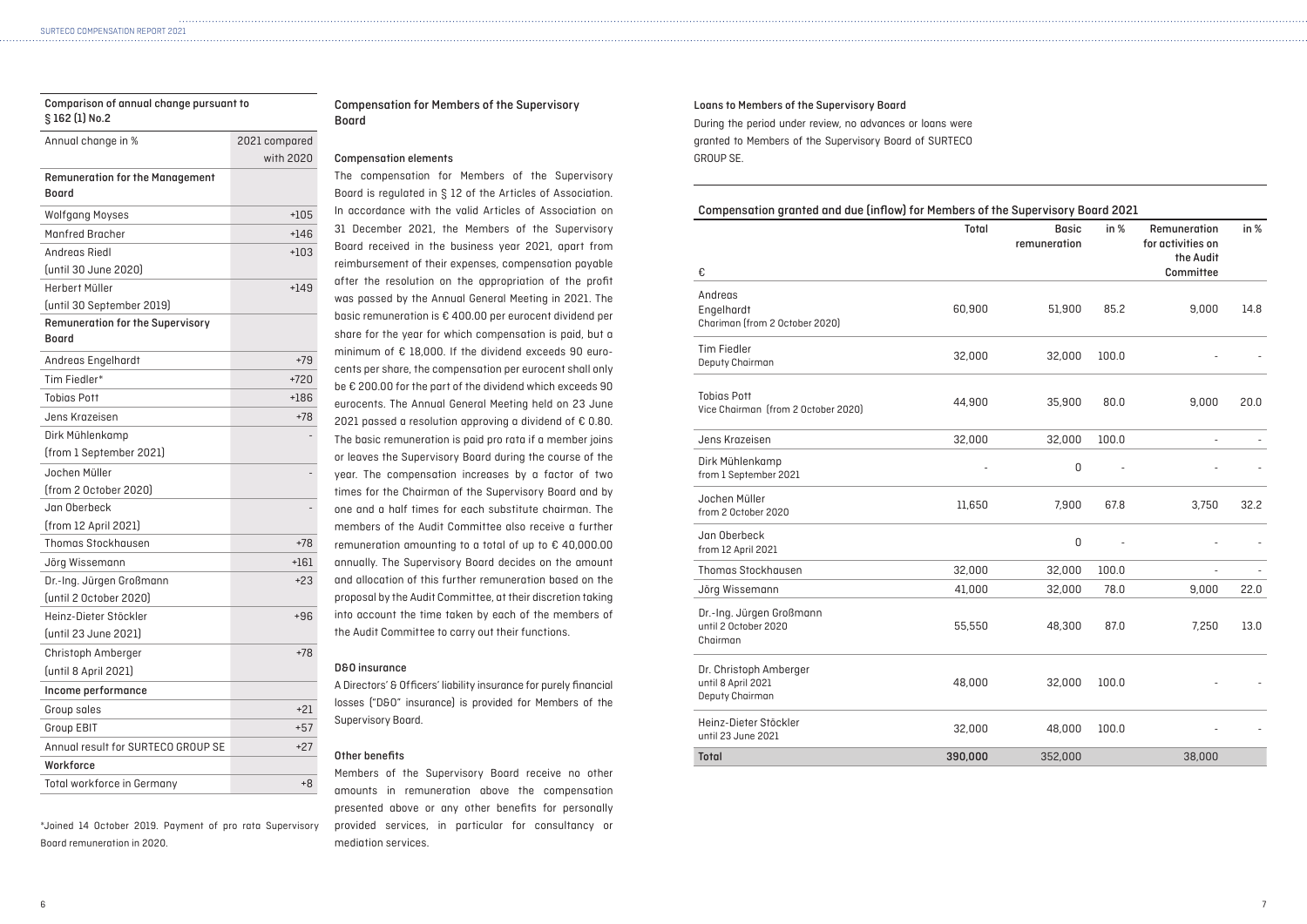### Comparison of annual change pursuant to § 162 (1) No.2

| Annual change in % | 2021 compared with 2020 |
|---|---|
| **Remuneration for the Management Board** | |
| Wolfgang Moyses | +105 |
| Manfred Bracher | +146 |
| Andreas Riedl (until 30 June 2020) | +103 |
| Herbert Müller (until 30 September 2019) | +149 |
| **Remuneration for the Supervisory Board** | |
| Andreas Engelhardt | +79 |
| Tim Fiedler* | +720 |
| Tobias Pott | +186 |
| Jens Krazeisen | +78 |
| Dirk Mühlenkamp (from 1 September 2021) | - |
| Jochen Müller (from 2 October 2020) | - |
| Jan Oberbeck (from 12 April 2021) | - |
| Thomas Stockhausen | +78 |
| Jörg Wissemann | +161 |
| Dr.-Ing. Jürgen Großmann (until 2 October 2020) | +23 |
| Heinz-Dieter Stöckler (until 23 June 2021) | +96 |
| Christoph Amberger (until 8 April 2021) | +78 |
| **Income performance** | |
| Group sales | +21 |
| Group EBIT | +57 |
| Annual result for SURTECO GROUP SE | +27 |
| **Workforce** | |
| Total workforce in Germany | +8 |

*Joined 14 October 2019. Payment of pro rata Supervisory Board remuneration in 2020.

## Compensation for Members of the Supervisory Board

### Compensation elements

The compensation for Members of the Supervisory Board is regulated in § 12 of the Articles of Association. In accordance with the valid Articles of Association on 31 December 2021, the Members of the Supervisory Board received in the business year 2021, apart from reimbursement of their expenses, compensation payable after the resolution on the appropriation of the profit was passed by the Annual General Meeting in 2021. The basic remuneration is € 400.00 per eurocent dividend per share for the year for which compensation is paid, but a minimum of € 18,000. If the dividend exceeds 90 eurocents per share, the compensation per eurocent shall only be € 200.00 for the part of the dividend which exceeds 90 eurocents. The Annual General Meeting held on 23 June 2021 passed a resolution approving a dividend of € 0.80. The basic remuneration is paid pro rata if a member joins or leaves the Supervisory Board during the course of the year. The compensation increases by a factor of two times for the Chairman of the Supervisory Board and by one and a half times for each substitute chairman. The members of the Audit Committee also receive a further remuneration amounting to a total of up to € 40,000.00 annually. The Supervisory Board decides on the amount and allocation of this further remuneration based on the proposal by the Audit Committee, at their discretion taking into account the time taken by each of the members of the Audit Committee to carry out their functions.

### D&O insurance

A Directors' & Officers' liability insurance for purely financial losses ("D&O" insurance) is provided for Members of the Supervisory Board.

### Other benefits

Members of the Supervisory Board receive no other amounts in remuneration above the compensation presented above or any other benefits for personally provided services, in particular for consultancy or mediation services.

### Loans to Members of the Supervisory Board

During the period under review, no advances or loans were granted to Members of the Supervisory Board of SURTECO GROUP SE.

### Compensation granted and due (inflow) for Members of the Supervisory Board 2021

| € | Total | Basic remuneration | in % | Remuneration for activities on the Audit Committee | in % |
|---|---|---|---|---|---|
| Andreas Engelhardt<br>Chariman (from 2 October 2020) | 60,900 | 51,900 | 85.2 | 9,000 | 14.8 |
| Tim Fiedler<br>Deputy Chairman | 32,000 | 32,000 | 100.0 | - | - |
| Tobias Pott<br>Vice Chairman (from 2 October 2020) | 44,900 | 35,900 | 80.0 | 9,000 | 20.0 |
| Jens Krazeisen | 32,000 | 32,000 | 100.0 | - | - |
| Dirk Mühlenkamp<br>from 1 September 2021 | - | 0 | - | - | - |
| Jochen Müller<br>from 2 October 2020 | 11,650 | 7,900 | 67.8 | 3,750 | 32.2 |
| Jan Oberbeck<br>from 12 April 2021 | | 0 | - | - | - |
| Thomas Stockhausen | 32,000 | 32,000 | 100.0 | - | - |
| Jörg Wissemann | 41,000 | 32,000 | 78.0 | 9,000 | 22.0 |
| Dr.-Ing. Jürgen Großmann<br>until 2 October 2020<br>Chairman | 55,550 | 48,300 | 87.0 | 7,250 | 13.0 |
| Dr. Christoph Amberger<br>until 8 April 2021<br>Deputy Chairman | 48,000 | 32,000 | 100.0 | - | - |
| Heinz-Dieter Stöckler<br>until 23 June 2021 | 32,000 | 48,000 | 100.0 | - | - |
| **Total** | **390,000** | 352,000 | | 38,000 | |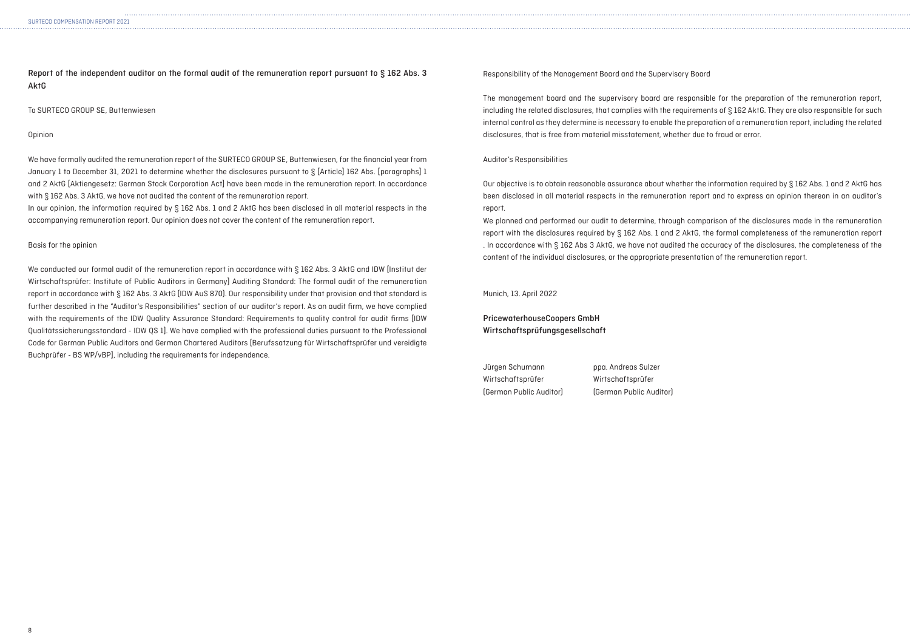## Report of the independent auditor on the formal audit of the remuneration report pursuant to § 162 Abs. 3 AktG

To SURTECO GROUP SE, Buttenwiesen

### Opinion

We have formally audited the remuneration report of the SURTECO GROUP SE, Buttenwiesen, for the financial year from January 1 to December 31, 2021 to determine whether the disclosures pursuant to § [Article] 162 Abs. [paragraphs] 1 and 2 AktG [Aktiengesetz: German Stock Corporation Act] have been made in the remuneration report. In accordance with § 162 Abs. 3 AktG, we have not audited the content of the remuneration report.

In our opinion, the information required by § 162 Abs. 1 and 2 AktG has been disclosed in all material respects in the accompanying remuneration report. Our opinion does not cover the content of the remuneration report.

### Basis for the opinion

We conducted our formal audit of the remuneration report in accordance with § 162 Abs. 3 AktG and IDW [Institut der Wirtschaftsprüfer: Institute of Public Auditors in Germany] Auditing Standard: The formal audit of the remuneration report in accordance with § 162 Abs. 3 AktG (IDW AuS 870). Our responsibility under that provision and that standard is further described in the "Auditor's Responsibilities" section of our auditor's report. As an audit firm, we have complied with the requirements of the IDW Quality Assurance Standard: Requirements to quality control for audit firms (IDW Qualitätssicherungsstandard - IDW QS 1). We have complied with the professional duties pursuant to the Professional Code for German Public Auditors and German Chartered Auditors (Berufssatzung für Wirtschaftsprüfer und vereidigte Buchprüfer - BS WP/vBP), including the requirements for independence.

### Responsibility of the Management Board and the Supervisory Board

The management board and the supervisory board are responsible for the preparation of the remuneration report, including the related disclosures, that complies with the requirements of § 162 AktG. They are also responsible for such internal control as they determine is necessary to enable the preparation of a remuneration report, including the related disclosures, that is free from material misstatement, whether due to fraud or error.

### Auditor's Responsibilities

Our objective is to obtain reasonable assurance about whether the information required by § 162 Abs. 1 and 2 AktG has been disclosed in all material respects in the remuneration report and to express an opinion thereon in an auditor's report.

We planned and performed our audit to determine, through comparison of the disclosures made in the remuneration report with the disclosures required by § 162 Abs. 1 and 2 AktG, the formal completeness of the remuneration report . In accordance with § 162 Abs 3 AktG, we have not audited the accuracy of the disclosures, the completeness of the content of the individual disclosures, or the appropriate presentation of the remuneration report.

Munich, 13. April 2022

PricewaterhouseCoopers GmbH
Wirtschaftsprüfungsgesellschaft

| Jürgen Schumann | ppa. Andreas Sulzer |
| --- | --- |
| Wirtschaftsprüfer | Wirtschaftsprüfer |
| (German Public Auditor) | (German Public Auditor) |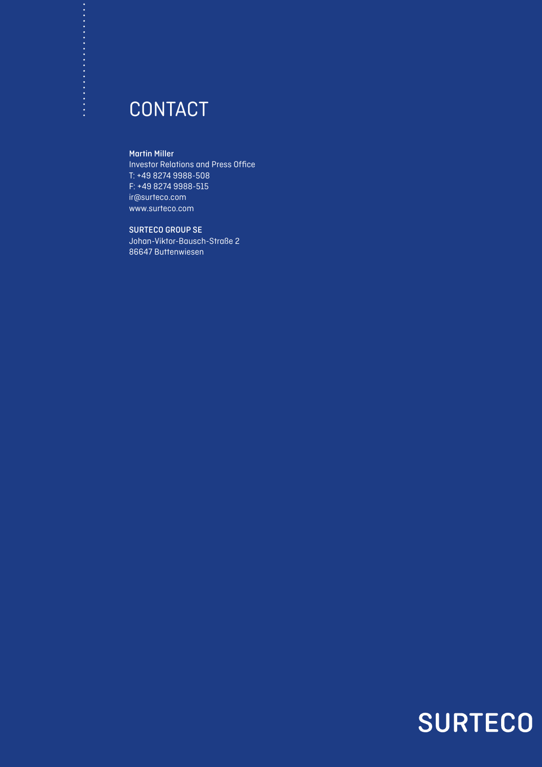# CONTACT

**Martin Miller**
Investor Relations and Press Office
T: +49 8274 9988-508
F: +49 8274 9988-515
ir@surteco.com
www.surteco.com

**SURTECO GROUP SE**
Johan-Viktor-Bausch-Straße 2
86647 Buttenwiesen

SURTECO